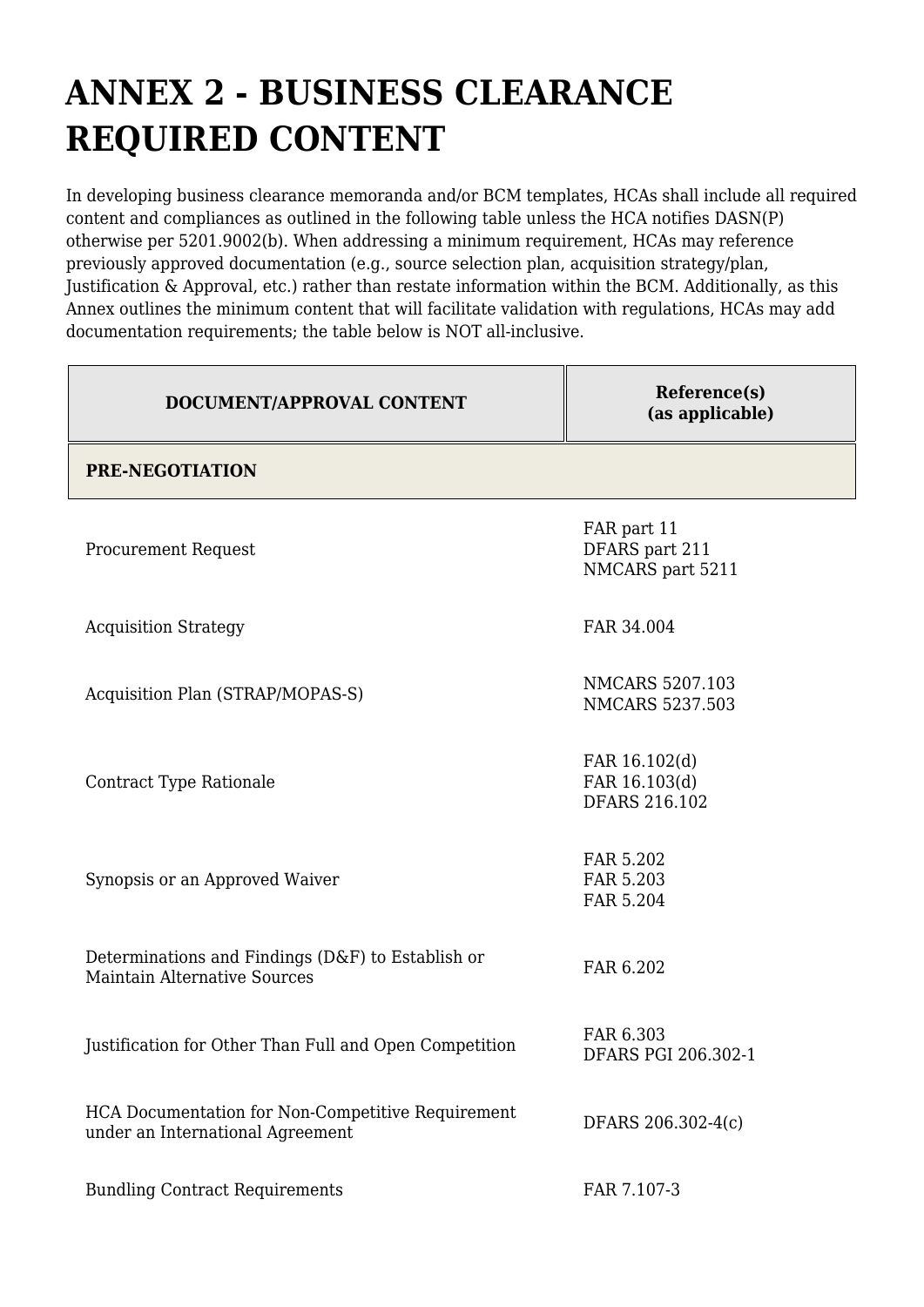# ANNEX 2 - BUSINESS CLEARANCE REQUIRED CONTENT

In developing business clearance memoranda and/or BCM templates, HCAs shall include all required content and compliances as outlined in the following table unless the HCA notifies DASN(P) otherwise per 5201.9002(b). When addressing a minimum requirement, HCAs may reference previously approved documentation (e.g., source selection plan, acquisition strategy/plan, Justification & Approval, etc.) rather than restate information within the BCM. Additionally, as this Annex outlines the minimum content that will facilitate validation with regulations, HCAs may add documentation requirements; the table below is NOT all-inclusive.

| DOCUMENT/APPROVAL CONTENT | Reference(s) (as applicable) |
|---|---|
| **PRE-NEGOTIATION** | |
| Procurement Request | FAR part 11<br>DFARS part 211<br>NMCARS part 5211 |
| Acquisition Strategy | FAR 34.004 |
| Acquisition Plan (STRAP/MOPAS-S) | NMCARS 5207.103<br>NMCARS 5237.503 |
| Contract Type Rationale | FAR 16.102(d)<br>FAR 16.103(d)<br>DFARS 216.102 |
| Synopsis or an Approved Waiver | FAR 5.202<br>FAR 5.203<br>FAR 5.204 |
| Determinations and Findings (D&F) to Establish or Maintain Alternative Sources | FAR 6.202 |
| Justification for Other Than Full and Open Competition | FAR 6.303<br>DFARS PGI 206.302-1 |
| HCA Documentation for Non-Competitive Requirement under an International Agreement | DFARS 206.302-4(c) |
| Bundling Contract Requirements | FAR 7.107-3 |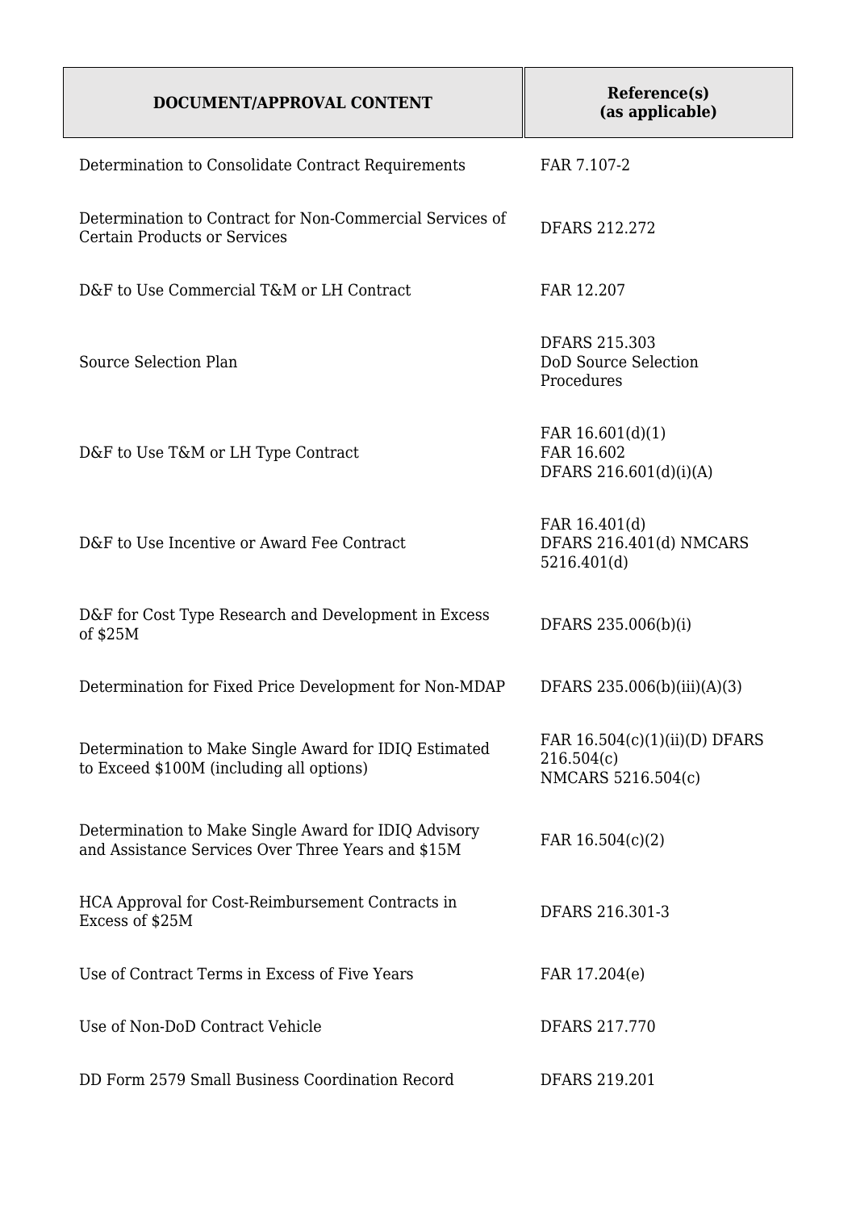| DOCUMENT/APPROVAL CONTENT | Reference(s) (as applicable) |
|---|---|
| Determination to Consolidate Contract Requirements | FAR 7.107-2 |
| Determination to Contract for Non-Commercial Services of Certain Products or Services | DFARS 212.272 |
| D&F to Use Commercial T&M or LH Contract | FAR 12.207 |
| Source Selection Plan | DFARS 215.303<br>DoD Source Selection Procedures |
| D&F to Use T&M or LH Type Contract | FAR 16.601(d)(1)<br>FAR 16.602<br>DFARS 216.601(d)(i)(A) |
| D&F to Use Incentive or Award Fee Contract | FAR 16.401(d)<br>DFARS 216.401(d) NMCARS 5216.401(d) |
| D&F for Cost Type Research and Development in Excess of $25M | DFARS 235.006(b)(i) |
| Determination for Fixed Price Development for Non-MDAP | DFARS 235.006(b)(iii)(A)(3) |
| Determination to Make Single Award for IDIQ Estimated to Exceed $100M (including all options) | FAR 16.504(c)(1)(ii)(D) DFARS 216.504(c)<br>NMCARS 5216.504(c) |
| Determination to Make Single Award for IDIQ Advisory and Assistance Services Over Three Years and $15M | FAR 16.504(c)(2) |
| HCA Approval for Cost-Reimbursement Contracts in Excess of $25M | DFARS 216.301-3 |
| Use of Contract Terms in Excess of Five Years | FAR 17.204(e) |
| Use of Non-DoD Contract Vehicle | DFARS 217.770 |
| DD Form 2579 Small Business Coordination Record | DFARS 219.201 |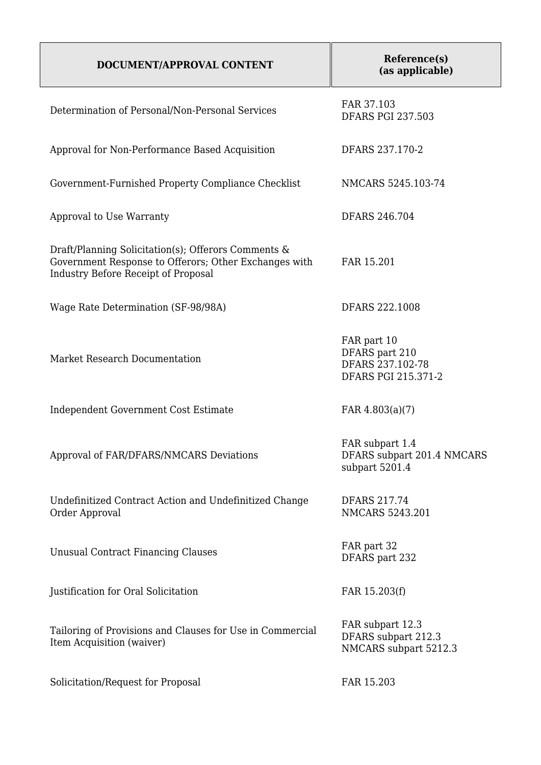| DOCUMENT/APPROVAL CONTENT | Reference(s) (as applicable) |
| --- | --- |
| Determination of Personal/Non-Personal Services | FAR 37.103<br>DFARS PGI 237.503 |
| Approval for Non-Performance Based Acquisition | DFARS 237.170-2 |
| Government-Furnished Property Compliance Checklist | NMCARS 5245.103-74 |
| Approval to Use Warranty | DFARS 246.704 |
| Draft/Planning Solicitation(s); Offerors Comments & Government Response to Offerors; Other Exchanges with Industry Before Receipt of Proposal | FAR 15.201 |
| Wage Rate Determination (SF-98/98A) | DFARS 222.1008 |
| Market Research Documentation | FAR part 10<br>DFARS part 210<br>DFARS 237.102-78<br>DFARS PGI 215.371-2 |
| Independent Government Cost Estimate | FAR 4.803(a)(7) |
| Approval of FAR/DFARS/NMCARS Deviations | FAR subpart 1.4<br>DFARS subpart 201.4 NMCARS subpart 5201.4 |
| Undefinitized Contract Action and Undefinitized Change Order Approval | DFARS 217.74<br>NMCARS 5243.201 |
| Unusual Contract Financing Clauses | FAR part 32<br>DFARS part 232 |
| Justification for Oral Solicitation | FAR 15.203(f) |
| Tailoring of Provisions and Clauses for Use in Commercial Item Acquisition (waiver) | FAR subpart 12.3<br>DFARS subpart 212.3<br>NMCARS subpart 5212.3 |
| Solicitation/Request for Proposal | FAR 15.203 |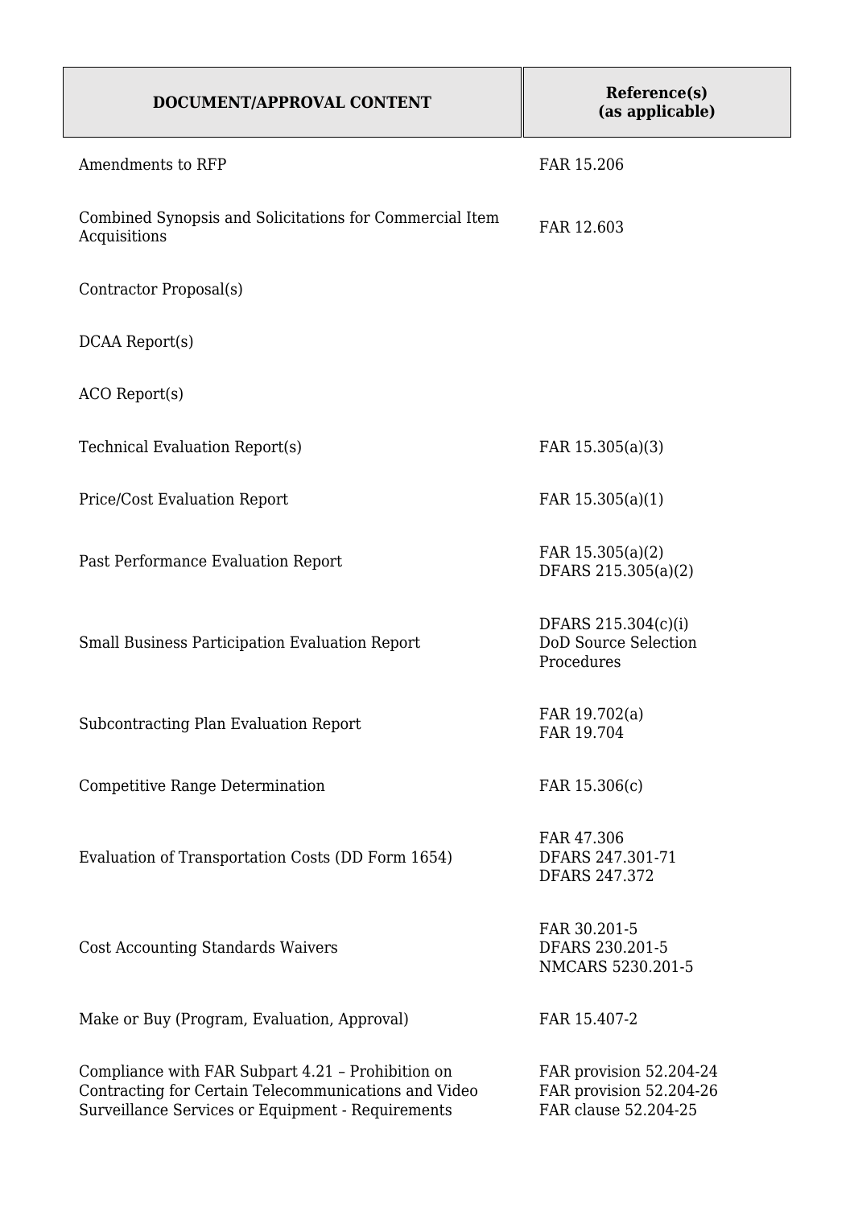| DOCUMENT/APPROVAL CONTENT | Reference(s) (as applicable) |
| --- | --- |
| Amendments to RFP | FAR 15.206 |
| Combined Synopsis and Solicitations for Commercial Item Acquisitions | FAR 12.603 |
| Contractor Proposal(s) | |
| DCAA Report(s) | |
| ACO Report(s) | |
| Technical Evaluation Report(s) | FAR 15.305(a)(3) |
| Price/Cost Evaluation Report | FAR 15.305(a)(1) |
| Past Performance Evaluation Report | FAR 15.305(a)(2)<br>DFARS 215.305(a)(2) |
| Small Business Participation Evaluation Report | DFARS 215.304(c)(i)<br>DoD Source Selection Procedures |
| Subcontracting Plan Evaluation Report | FAR 19.702(a)<br>FAR 19.704 |
| Competitive Range Determination | FAR 15.306(c) |
| Evaluation of Transportation Costs (DD Form 1654) | FAR 47.306<br>DFARS 247.301-71<br>DFARS 247.372 |
| Cost Accounting Standards Waivers | FAR 30.201-5<br>DFARS 230.201-5<br>NMCARS 5230.201-5 |
| Make or Buy (Program, Evaluation, Approval) | FAR 15.407-2 |
| Compliance with FAR Subpart 4.21 – Prohibition on Contracting for Certain Telecommunications and Video Surveillance Services or Equipment - Requirements | FAR provision 52.204-24<br>FAR provision 52.204-26<br>FAR clause 52.204-25 |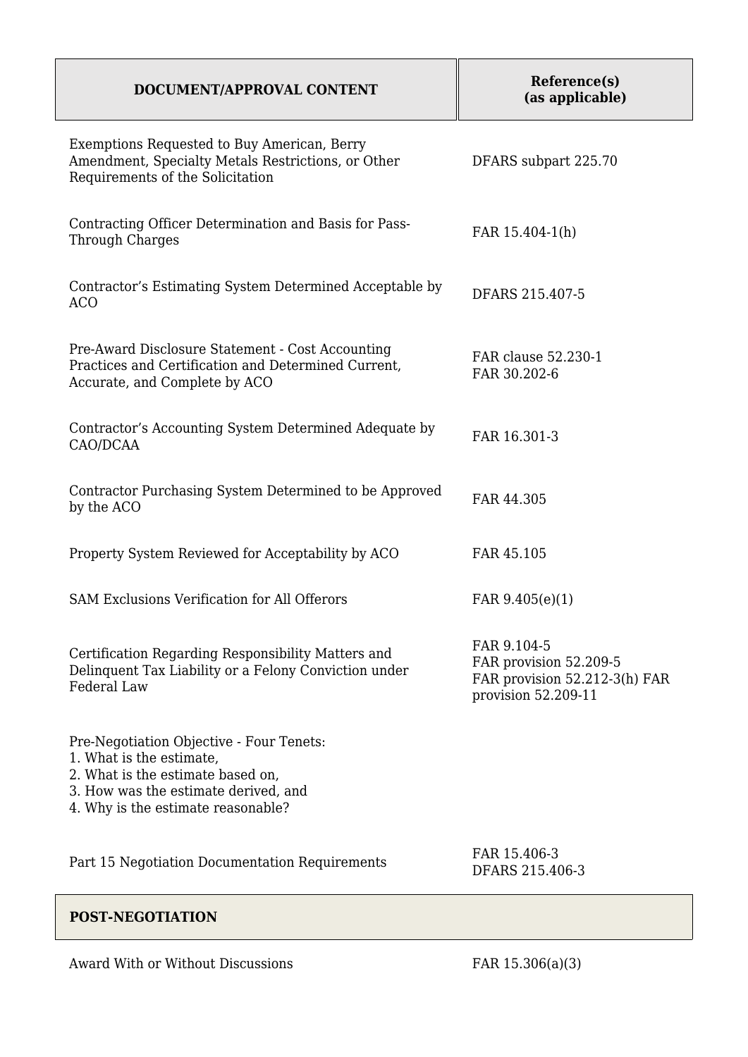| DOCUMENT/APPROVAL CONTENT | Reference(s) (as applicable) |
|---|---|
| Exemptions Requested to Buy American, Berry Amendment, Specialty Metals Restrictions, or Other Requirements of the Solicitation | DFARS subpart 225.70 |
| Contracting Officer Determination and Basis for Pass-Through Charges | FAR 15.404-1(h) |
| Contractor's Estimating System Determined Acceptable by ACO | DFARS 215.407-5 |
| Pre-Award Disclosure Statement - Cost Accounting Practices and Certification and Determined Current, Accurate, and Complete by ACO | FAR clause 52.230-1<br>FAR 30.202-6 |
| Contractor's Accounting System Determined Adequate by CAO/DCAA | FAR 16.301-3 |
| Contractor Purchasing System Determined to be Approved by the ACO | FAR 44.305 |
| Property System Reviewed for Acceptability by ACO | FAR 45.105 |
| SAM Exclusions Verification for All Offerors | FAR 9.405(e)(1) |
| Certification Regarding Responsibility Matters and Delinquent Tax Liability or a Felony Conviction under Federal Law | FAR 9.104-5<br>FAR provision 52.209-5<br>FAR provision 52.212-3(h) FAR provision 52.209-11 |
| Pre-Negotiation Objective - Four Tenets:<br>1. What is the estimate,<br>2. What is the estimate based on,<br>3. How was the estimate derived, and<br>4. Why is the estimate reasonable? | |
| Part 15 Negotiation Documentation Requirements | FAR 15.406-3<br>DFARS 215.406-3 |
| **POST-NEGOTIATION** | |
| Award With or Without Discussions | FAR 15.306(a)(3) |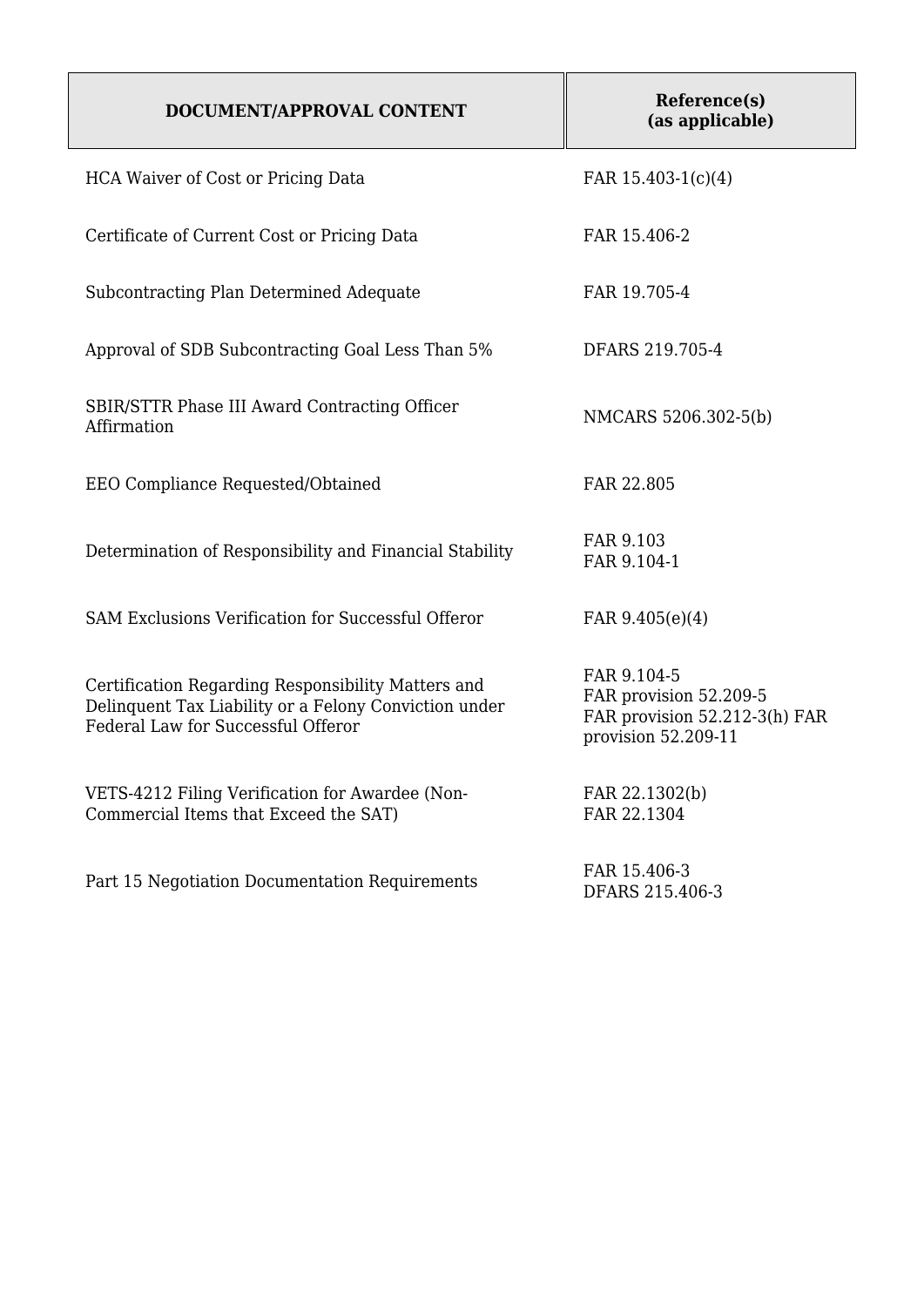| DOCUMENT/APPROVAL CONTENT | Reference(s) (as applicable) |
|---|---|
| HCA Waiver of Cost or Pricing Data | FAR 15.403-1(c)(4) |
| Certificate of Current Cost or Pricing Data | FAR 15.406-2 |
| Subcontracting Plan Determined Adequate | FAR 19.705-4 |
| Approval of SDB Subcontracting Goal Less Than 5% | DFARS 219.705-4 |
| SBIR/STTR Phase III Award Contracting Officer Affirmation | NMCARS 5206.302-5(b) |
| EEO Compliance Requested/Obtained | FAR 22.805 |
| Determination of Responsibility and Financial Stability | FAR 9.103<br>FAR 9.104-1 |
| SAM Exclusions Verification for Successful Offeror | FAR 9.405(e)(4) |
| Certification Regarding Responsibility Matters and Delinquent Tax Liability or a Felony Conviction under Federal Law for Successful Offeror | FAR 9.104-5<br>FAR provision 52.209-5<br>FAR provision 52.212-3(h) FAR provision 52.209-11 |
| VETS-4212 Filing Verification for Awardee (Non-Commercial Items that Exceed the SAT) | FAR 22.1302(b)<br>FAR 22.1304 |
| Part 15 Negotiation Documentation Requirements | FAR 15.406-3<br>DFARS 215.406-3 |